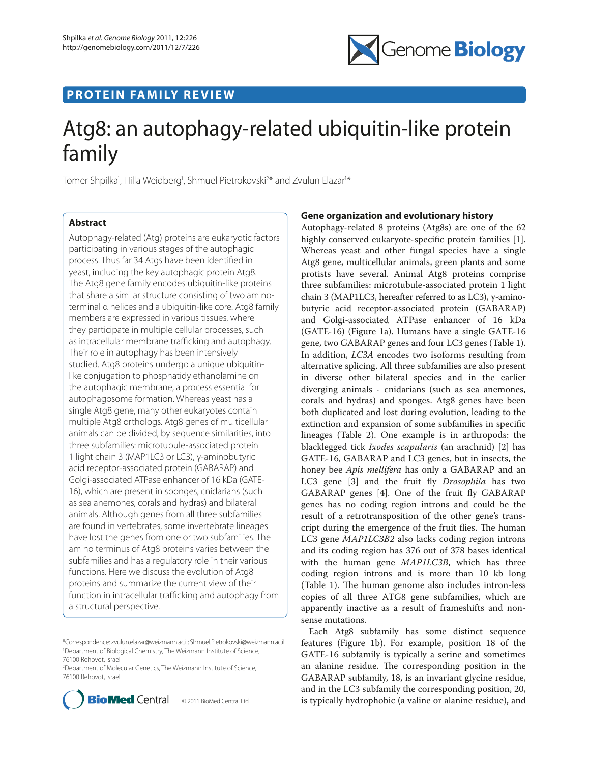PROTEIN FAMILY REVIEW

# Atg8: an autophagy-related ubiquitin-like protein family

Tomer Shpilka[1], Hilla Weidberg[1], Shmuel Pietrokovski[2]* and Zvulun Elazar[1]*

## Abstract

Autophagy-related (Atg) proteins are eukaryotic factors participating in various stages of the autophagic process. Thus far 34 Atgs have been identified in yeast, including the key autophagic protein Atg8. The Atg8 gene family encodes ubiquitin-like proteins that share a similar structure consisting of two amino-terminal α helices and a ubiquitin-like core. Atg8 family members are expressed in various tissues, where they participate in multiple cellular processes, such as intracellular membrane trafficking and autophagy. Their role in autophagy has been intensively studied. Atg8 proteins undergo a unique ubiquitin-like conjugation to phosphatidylethanolamine on the autophagic membrane, a process essential for autophagosome formation. Whereas yeast has a single Atg8 gene, many other eukaryotes contain multiple Atg8 orthologs. Atg8 genes of multicellular animals can be divided, by sequence similarities, into three subfamilies: microtubule-associated protein 1 light chain 3 (MAP1LC3 or LC3), γ-aminobutyric acid receptor-associated protein (GABARAP) and Golgi-associated ATPase enhancer of 16 kDa (GATE-16), which are present in sponges, cnidarians (such as sea anemones, corals and hydras) and bilateral animals. Although genes from all three subfamilies are found in vertebrates, some invertebrate lineages have lost the genes from one or two subfamilies. The amino terminus of Atg8 proteins varies between the subfamilies and has a regulatory role in their various functions. Here we discuss the evolution of Atg8 proteins and summarize the current view of their function in intracellular trafficking and autophagy from a structural perspective.

*Correspondence: zvulun.elazar@weizmann.ac.il; Shmuel.Pietrokovski@weizmann.ac.il
[1]Department of Biological Chemistry, The Weizmann Institute of Science, 76100 Rehovot, Israel
[2]Department of Molecular Genetics, The Weizmann Institute of Science, 76100 Rehovot, Israel

© 2011 BioMed Central Ltd

## Gene organization and evolutionary history

Autophagy-related 8 proteins (Atg8s) are one of the 62 highly conserved eukaryote-specific protein families [1]. Whereas yeast and other fungal species have a single Atg8 gene, multicellular animals, green plants and some protists have several. Animal Atg8 proteins comprise three subfamilies: microtubule-associated protein 1 light chain 3 (MAP1LC3, hereafter referred to as LC3), γ-amino-butyric acid receptor-associated protein (GABARAP) and Golgi-associated ATPase enhancer of 16 kDa (GATE-16) (Figure 1a). Humans have a single GATE-16 gene, two GABARAP genes and four LC3 genes (Table 1). In addition, *LC3A* encodes two isoforms resulting from alternative splicing. All three subfamilies are also present in diverse other bilateral species and in the earlier diverging animals - cnidarians (such as sea anemones, corals and hydras) and sponges. Atg8 genes have been both duplicated and lost during evolution, leading to the extinction and expansion of some subfamilies in specific lineages (Table 2). One example is in arthropods: the blacklegged tick *Ixodes scapularis* (an arachnid) [2] has GATE-16, GABARAP and LC3 genes, but in insects, the honey bee *Apis mellifera* has only a GABARAP and an LC3 gene [3] and the fruit fly *Drosophila* has two GABARAP genes [4]. One of the fruit fly GABARAP genes has no coding region introns and could be the result of a retrotransposition of the other gene's transcript during the emergence of the fruit flies. The human LC3 gene *MAP1LC3B2* also lacks coding region introns and its coding region has 376 out of 378 bases identical with the human gene *MAP1LC3B*, which has three coding region introns and is more than 10 kb long (Table 1). The human genome also includes intron-less copies of all three ATG8 gene subfamilies, which are apparently inactive as a result of frameshifts and nonsense mutations.

Each Atg8 subfamily has some distinct sequence features (Figure 1b). For example, position 18 of the GATE-16 subfamily is typically a serine and sometimes an alanine residue. The corresponding position in the GABARAP subfamily, 18, is an invariant glycine residue, and in the LC3 subfamily the corresponding position, 20, is typically hydrophobic (a valine or alanine residue), and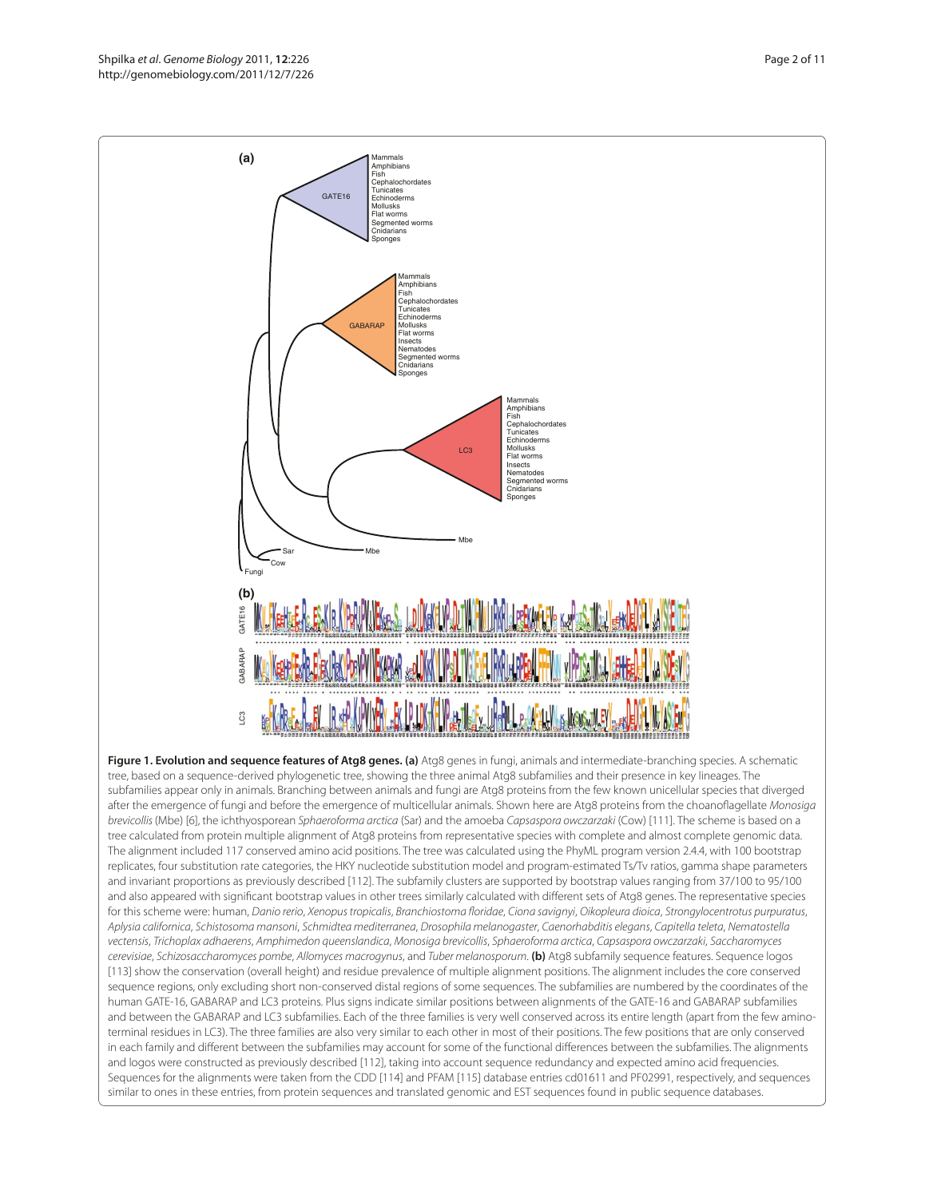**Figure 1. Evolution and sequence features of Atg8 genes. (a)** Atg8 genes in fungi, animals and intermediate-branching species. A schematic tree, based on a sequence-derived phylogenetic tree, showing the three animal Atg8 subfamilies and their presence in key lineages. The subfamilies appear only in animals. Branching between animals and fungi are Atg8 proteins from the few known unicellular species that diverged after the emergence of fungi and before the emergence of multicellular animals. Shown here are Atg8 proteins from the choanoflagellate *Monosiga brevicollis* (Mbe) [6], the ichthyosporean *Sphaeroforma arctica* (Sar) and the amoeba *Capsaspora owczarzaki* (Cow) [111]. The scheme is based on a tree calculated from protein multiple alignment of Atg8 proteins from representative species with complete and almost complete genomic data. The alignment included 117 conserved amino acid positions. The tree was calculated using the PhyML program version 2.4.4, with 100 bootstrap replicates, four substitution rate categories, the HKY nucleotide substitution model and program-estimated Ts/Tv ratios, gamma shape parameters and invariant proportions as previously described [112]. The subfamily clusters are supported by bootstrap values ranging from 37/100 to 95/100 and also appeared with significant bootstrap values in other trees similarly calculated with different sets of Atg8 genes. The representative species for this scheme were: human, *Danio rerio*, *Xenopus tropicalis*, *Branchiostoma floridae*, *Ciona savignyi*, *Oikopleura dioica*, *Strongylocentrotus purpuratus*, *Aplysia californica*, *Schistosoma mansoni*, *Schmidtea mediterranea*, *Drosophila melanogaster*, *Caenorhabditis elegans*, *Capitella teleta*, *Nematostella vectensis*, *Trichoplax adhaerens*, *Amphimedon queenslandica*, *Monosiga brevicollis*, *Sphaeroforma arctica*, *Capsaspora owczarzaki*, *Saccharomyces cerevisiae*, *Schizosaccharomyces pombe*, *Allomyces macrogynus*, and *Tuber melanosporum*. **(b)** Atg8 subfamily sequence features. Sequence logos [113] show the conservation (overall height) and residue prevalence of multiple alignment positions. The alignment includes the core conserved sequence regions, only excluding short non-conserved distal regions of some sequences. The subfamilies are numbered by the coordinates of the human GATE-16, GABARAP and LC3 proteins. Plus signs indicate similar positions between alignments of the GATE-16 and GABARAP subfamilies and between the GABARAP and LC3 subfamilies. Each of the three families is very well conserved across its entire length (apart from the few amino-terminal residues in LC3). The three families are also very similar to each other in most of their positions. The few positions that are only conserved in each family and different between the subfamilies may account for some of the functional differences between the subfamilies. The alignments and logos were constructed as previously described [112], taking into account sequence redundancy and expected amino acid frequencies. Sequences for the alignments were taken from the CDD [114] and PFAM [115] database entries cd01611 and PF02991, respectively, and sequences similar to ones in these entries, from protein sequences and translated genomic and EST sequences found in public sequence databases.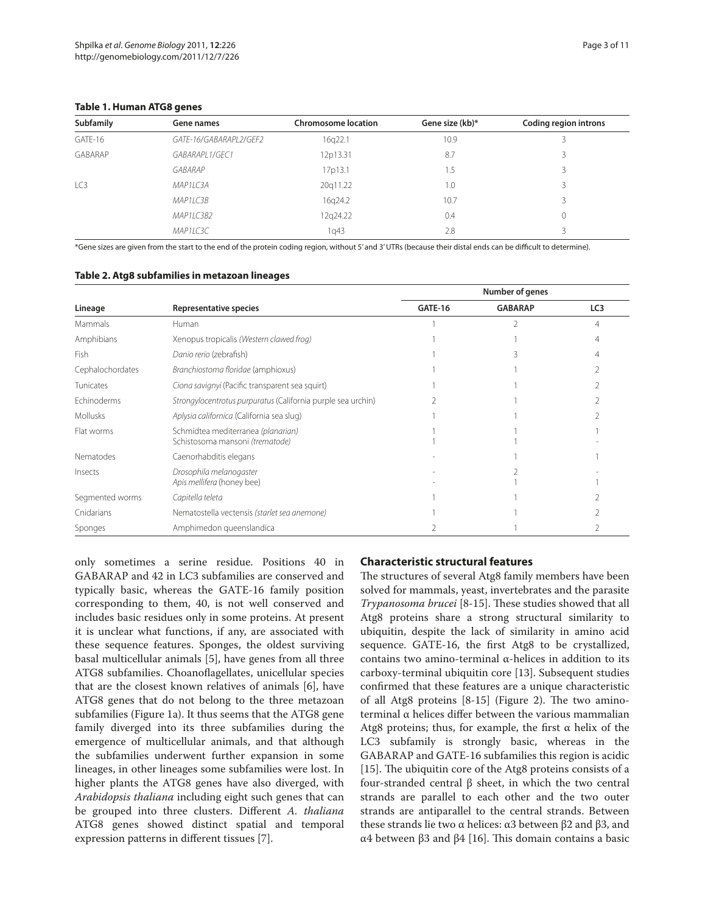**Table 1. Human ATG8 genes**

| Subfamily | Gene names | Chromosome location | Gene size (kb)* | Coding region introns |
|---|---|---|---|---|
| GATE-16 | *GATE-16/GABARAPL2/GEF2* | 16q22.1 | 10.9 | 3 |
| GABARAP | *GABARAPL1/GEC1* | 12p13.31 | 8.7 | 3 |
| | *GABARAP* | 17p13.1 | 1.5 | 3 |
| LC3 | *MAP1LC3A* | 20q11.22 | 1.0 | 3 |
| | *MAP1LC3B* | 16q24.2 | 10.7 | 3 |
| | *MAP1LC3B2* | 12q24.22 | 0.4 | 0 |
| | *MAP1LC3C* | 1q43 | 2.8 | 3 |

*Gene sizes are given from the start to the end of the protein coding region, without 5' and 3' UTRs (because their distal ends can be difficult to determine).

**Table 2. Atg8 subfamilies in metazoan lineages**

| | | Number of genes | | |
|---|---|---|---|---|
| Lineage | Representative species | GATE-16 | GABARAP | LC3 |
| Mammals | Human | 1 | 2 | 4 |
| Amphibians | Xenopus tropicalis *(Western clawed frog)* | 1 | 1 | 4 |
| Fish | *Danio rerio* (zebrafish) | 1 | 3 | 4 |
| Cephalochordates | *Branchiostoma floridae* (amphioxus) | 1 | 1 | 2 |
| Tunicates | *Ciona savignyi* (Pacific transparent sea squirt) | 1 | 1 | 2 |
| Echinoderms | *Strongylocentrotus purpuratus* (California purple sea urchin) | 2 | 1 | 2 |
| Mollusks | *Aplysia californica* (California sea slug) | 1 | 1 | 2 |
| Flat worms | Schmidtea mediterranea *(planarian)* | 1 | 1 | 1 |
| | Schistosoma mansoni *(trematode)* | 1 | 1 | - |
| Nematodes | Caenorhabditis elegans | - | 1 | 1 |
| Insects | *Drosophila melanogaster* | - | 2 | - |
| | *Apis mellifera* (honey bee) | - | 1 | 1 |
| Segmented worms | *Capitella teleta* | 1 | 1 | 2 |
| Cnidarians | Nematostella vectensis *(starlet sea anemone)* | 1 | 1 | 2 |
| Sponges | Amphimedon queenslandica | 2 | 1 | 2 |

only sometimes a serine residue. Positions 40 in GABARAP and 42 in LC3 subfamilies are conserved and typically basic, whereas the GATE-16 family position corresponding to them, 40, is not well conserved and includes basic residues only in some proteins. At present it is unclear what functions, if any, are associated with these sequence features. Sponges, the oldest surviving basal multicellular animals [5], have genes from all three ATG8 subfamilies. Choanoflagellates, unicellular species that are the closest known relatives of animals [6], have ATG8 genes that do not belong to the three metazoan subfamilies (Figure 1a). It thus seems that the ATG8 gene family diverged into its three subfamilies during the emergence of multicellular animals, and that although the subfamilies underwent further expansion in some lineages, in other lineages some subfamilies were lost. In higher plants the ATG8 genes have also diverged, with *Arabidopsis thaliana* including eight such genes that can be grouped into three clusters. Different *A. thaliana* ATG8 genes showed distinct spatial and temporal expression patterns in different tissues [7].

## Characteristic structural features

The structures of several Atg8 family members have been solved for mammals, yeast, invertebrates and the parasite *Trypanosoma brucei* [8-15]. These studies showed that all Atg8 proteins share a strong structural similarity to ubiquitin, despite the lack of similarity in amino acid sequence. GATE-16, the first Atg8 to be crystallized, contains two amino-terminal α-helices in addition to its carboxy-terminal ubiquitin core [13]. Subsequent studies confirmed that these features are a unique characteristic of all Atg8 proteins [8-15] (Figure 2). The two amino-terminal α helices differ between the various mammalian Atg8 proteins; thus, for example, the first α helix of the LC3 subfamily is strongly basic, whereas in the GABARAP and GATE-16 subfamilies this region is acidic [15]. The ubiquitin core of the Atg8 proteins consists of a four-stranded central β sheet, in which the two central strands are parallel to each other and the two outer strands are antiparallel to the central strands. Between these strands lie two α helices: α3 between β2 and β3, and α4 between β3 and β4 [16]. This domain contains a basic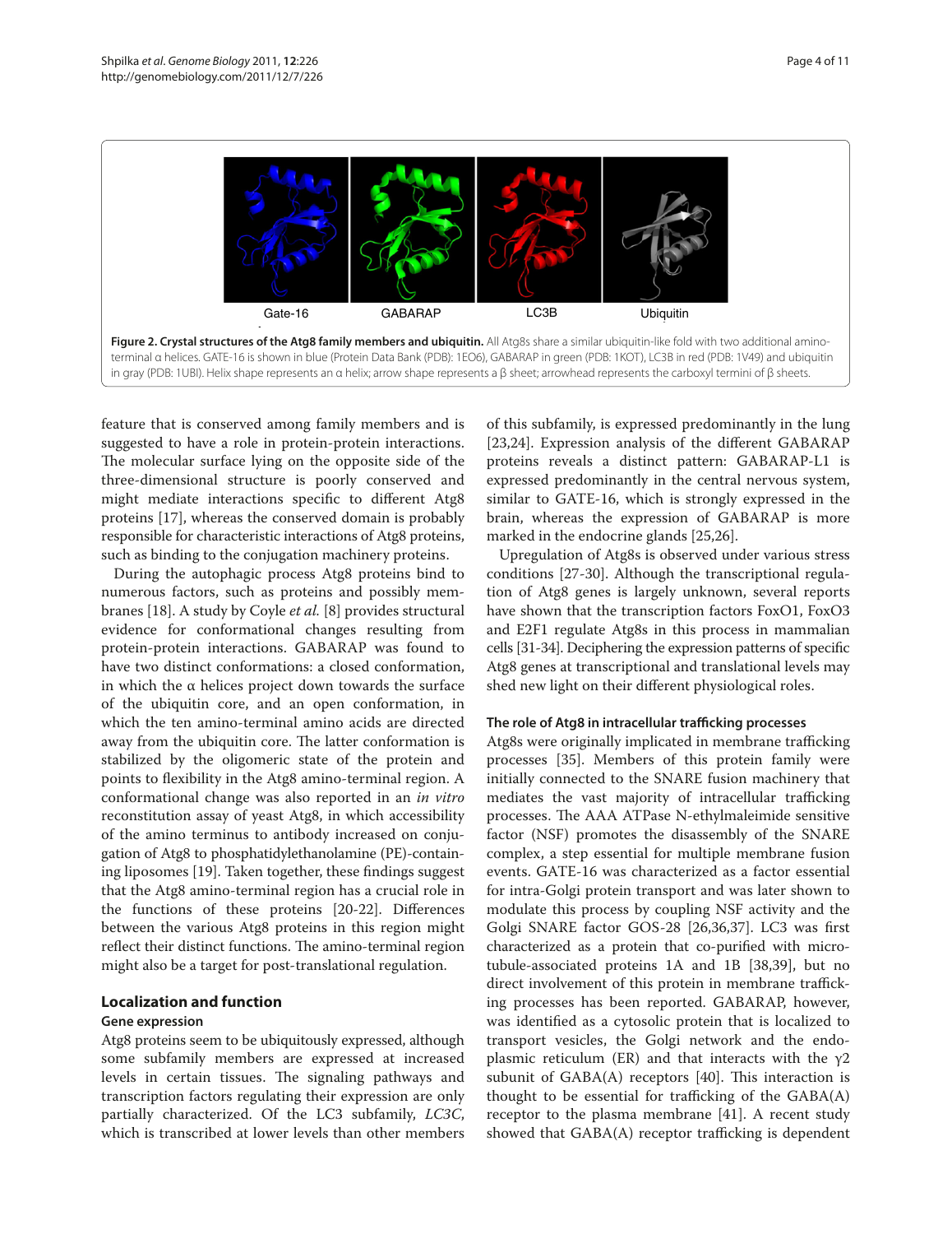Gate-16

GABARAP

LC3B

Ubiquitin

**Figure 2. Crystal structures of the Atg8 family members and ubiquitin.** All Atg8s share a similar ubiquitin-like fold with two additional amino-terminal α helices. GATE-16 is shown in blue (Protein Data Bank (PDB): 1EO6), GABARAP in green (PDB: 1KOT), LC3B in red (PDB: 1V49) and ubiquitin in gray (PDB: 1UBI). Helix shape represents an α helix; arrow shape represents a β sheet; arrowhead represents the carboxyl termini of β sheets.

feature that is conserved among family members and is suggested to have a role in protein-protein interactions. The molecular surface lying on the opposite side of the three-dimensional structure is poorly conserved and might mediate interactions specific to different Atg8 proteins [17], whereas the conserved domain is probably responsible for characteristic interactions of Atg8 proteins, such as binding to the conjugation machinery proteins.

During the autophagic process Atg8 proteins bind to numerous factors, such as proteins and possibly membranes [18]. A study by Coyle *et al.* [8] provides structural evidence for conformational changes resulting from protein-protein interactions. GABARAP was found to have two distinct conformations: a closed conformation, in which the α helices project down towards the surface of the ubiquitin core, and an open conformation, in which the ten amino-terminal amino acids are directed away from the ubiquitin core. The latter conformation is stabilized by the oligomeric state of the protein and points to flexibility in the Atg8 amino-terminal region. A conformational change was also reported in an *in vitro* reconstitution assay of yeast Atg8, in which accessibility of the amino terminus to antibody increased on conjugation of Atg8 to phosphatidylethanolamine (PE)-containing liposomes [19]. Taken together, these findings suggest that the Atg8 amino-terminal region has a crucial role in the functions of these proteins [20-22]. Differences between the various Atg8 proteins in this region might reflect their distinct functions. The amino-terminal region might also be a target for post-translational regulation.

## Localization and function

### Gene expression

Atg8 proteins seem to be ubiquitously expressed, although some subfamily members are expressed at increased levels in certain tissues. The signaling pathways and transcription factors regulating their expression are only partially characterized. Of the LC3 subfamily, *LC3C*, which is transcribed at lower levels than other members of this subfamily, is expressed predominantly in the lung [23,24]. Expression analysis of the different GABARAP proteins reveals a distinct pattern: GABARAP-L1 is expressed predominantly in the central nervous system, similar to GATE-16, which is strongly expressed in the brain, whereas the expression of GABARAP is more marked in the endocrine glands [25,26].

Upregulation of Atg8s is observed under various stress conditions [27-30]. Although the transcriptional regulation of Atg8 genes is largely unknown, several reports have shown that the transcription factors FoxO1, FoxO3 and E2F1 regulate Atg8s in this process in mammalian cells [31-34]. Deciphering the expression patterns of specific Atg8 genes at transcriptional and translational levels may shed new light on their different physiological roles.

### The role of Atg8 in intracellular trafficking processes

Atg8s were originally implicated in membrane trafficking processes [35]. Members of this protein family were initially connected to the SNARE fusion machinery that mediates the vast majority of intracellular trafficking processes. The AAA ATPase N-ethylmaleimide sensitive factor (NSF) promotes the disassembly of the SNARE complex, a step essential for multiple membrane fusion events. GATE-16 was characterized as a factor essential for intra-Golgi protein transport and was later shown to modulate this process by coupling NSF activity and the Golgi SNARE factor GOS-28 [26,36,37]. LC3 was first characterized as a protein that co-purified with microtubule-associated proteins 1A and 1B [38,39], but no direct involvement of this protein in membrane trafficking processes has been reported. GABARAP, however, was identified as a cytosolic protein that is localized to transport vesicles, the Golgi network and the endoplasmic reticulum (ER) and that interacts with the γ2 subunit of GABA(A) receptors [40]. This interaction is thought to be essential for trafficking of the GABA(A) receptor to the plasma membrane [41]. A recent study showed that GABA(A) receptor trafficking is dependent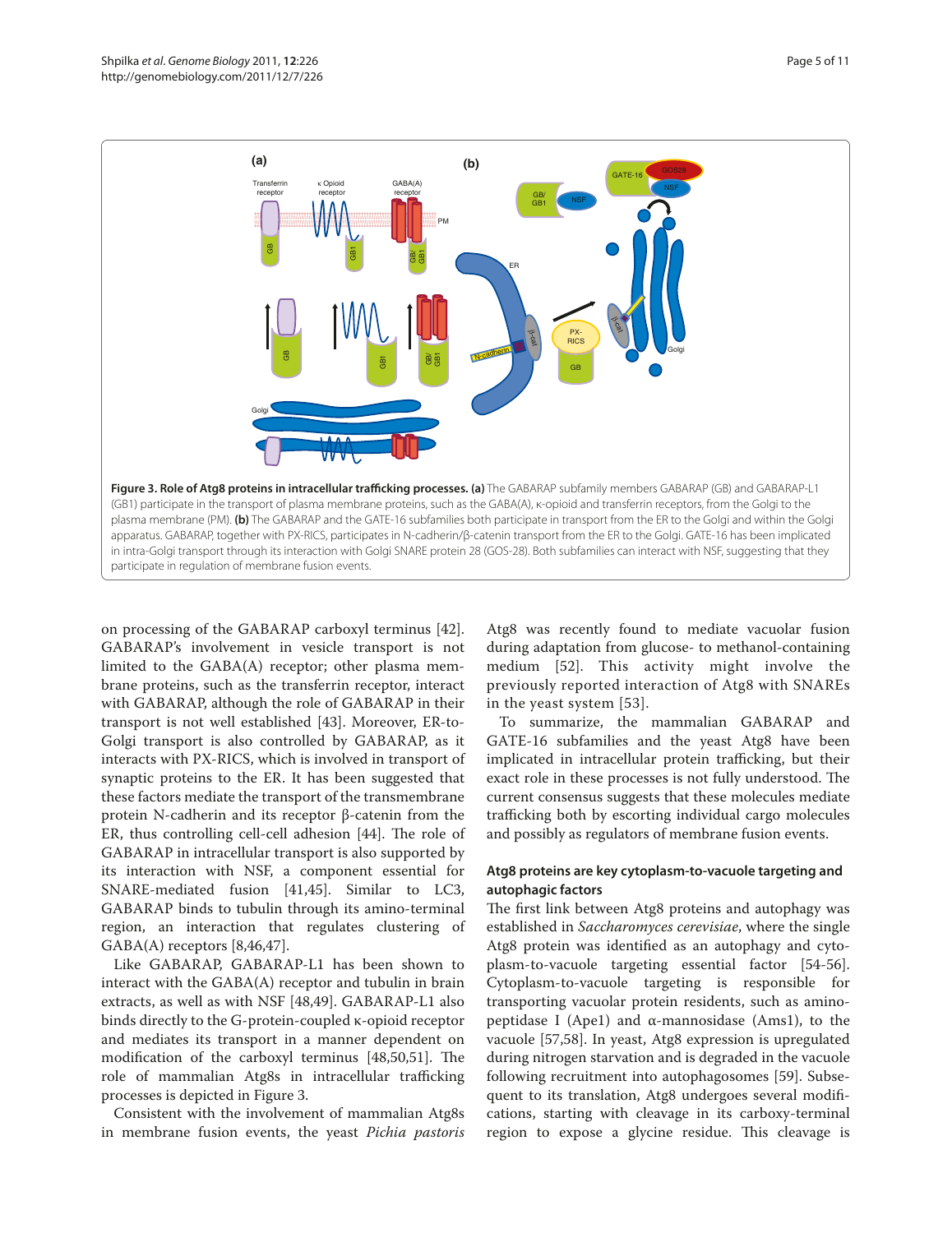(a)

Transferrin receptor

κ Opioid receptor

GABA(A) receptor

PM

GB

GB1

GB/ GB1

Golgi

(b)

GB/ GB1

NSF

GATE-16

GOS28

NSF

ER

N-cadherin

β-cat

PX-RICS

GB

β-cat

Golgi

**Figure 3. Role of Atg8 proteins in intracellular trafficking processes. (a)** The GABARAP subfamily members GABARAP (GB) and GABARAP-L1 (GB1) participate in the transport of plasma membrane proteins, such as the GABA(A), κ-opioid and transferrin receptors, from the Golgi to the plasma membrane (PM). **(b)** The GABARAP and the GATE-16 subfamilies both participate in transport from the ER to the Golgi and within the Golgi apparatus. GABARAP, together with PX-RICS, participates in N-cadherin/β-catenin transport from the ER to the Golgi. GATE-16 has been implicated in intra-Golgi transport through its interaction with Golgi SNARE protein 28 (GOS-28). Both subfamilies can interact with NSF, suggesting that they participate in regulation of membrane fusion events.

on processing of the GABARAP carboxyl terminus [42]. GABARAP's involvement in vesicle transport is not limited to the GABA(A) receptor; other plasma membrane proteins, such as the transferrin receptor, interact with GABARAP, although the role of GABARAP in their transport is not well established [43]. Moreover, ER-to-Golgi transport is also controlled by GABARAP, as it interacts with PX-RICS, which is involved in transport of synaptic proteins to the ER. It has been suggested that these factors mediate the transport of the transmembrane protein N-cadherin and its receptor β-catenin from the ER, thus controlling cell-cell adhesion [44]. The role of GABARAP in intracellular transport is also supported by its interaction with NSF, a component essential for SNARE-mediated fusion [41,45]. Similar to LC3, GABARAP binds to tubulin through its amino-terminal region, an interaction that regulates clustering of GABA(A) receptors [8,46,47].

Like GABARAP, GABARAP-L1 has been shown to interact with the GABA(A) receptor and tubulin in brain extracts, as well as with NSF [48,49]. GABARAP-L1 also binds directly to the G-protein-coupled κ-opioid receptor and mediates its transport in a manner dependent on modification of the carboxyl terminus [48,50,51]. The role of mammalian Atg8s in intracellular trafficking processes is depicted in Figure 3.

Consistent with the involvement of mammalian Atg8s in membrane fusion events, the yeast *Pichia pastoris* Atg8 was recently found to mediate vacuolar fusion during adaptation from glucose- to methanol-containing medium [52]. This activity might involve the previously reported interaction of Atg8 with SNAREs in the yeast system [53].

To summarize, the mammalian GABARAP and GATE-16 subfamilies and the yeast Atg8 have been implicated in intracellular protein trafficking, but their exact role in these processes is not fully understood. The current consensus suggests that these molecules mediate trafficking both by escorting individual cargo molecules and possibly as regulators of membrane fusion events.

### Atg8 proteins are key cytoplasm-to-vacuole targeting and autophagic factors

The first link between Atg8 proteins and autophagy was established in *Saccharomyces cerevisiae*, where the single Atg8 protein was identified as an autophagy and cytoplasm-to-vacuole targeting essential factor [54-56]. Cytoplasm-to-vacuole targeting is responsible for transporting vacuolar protein residents, such as aminopeptidase I (Ape1) and α-mannosidase (Ams1), to the vacuole [57,58]. In yeast, Atg8 expression is upregulated during nitrogen starvation and is degraded in the vacuole following recruitment into autophagosomes [59]. Subsequent to its translation, Atg8 undergoes several modifications, starting with cleavage in its carboxy-terminal region to expose a glycine residue. This cleavage is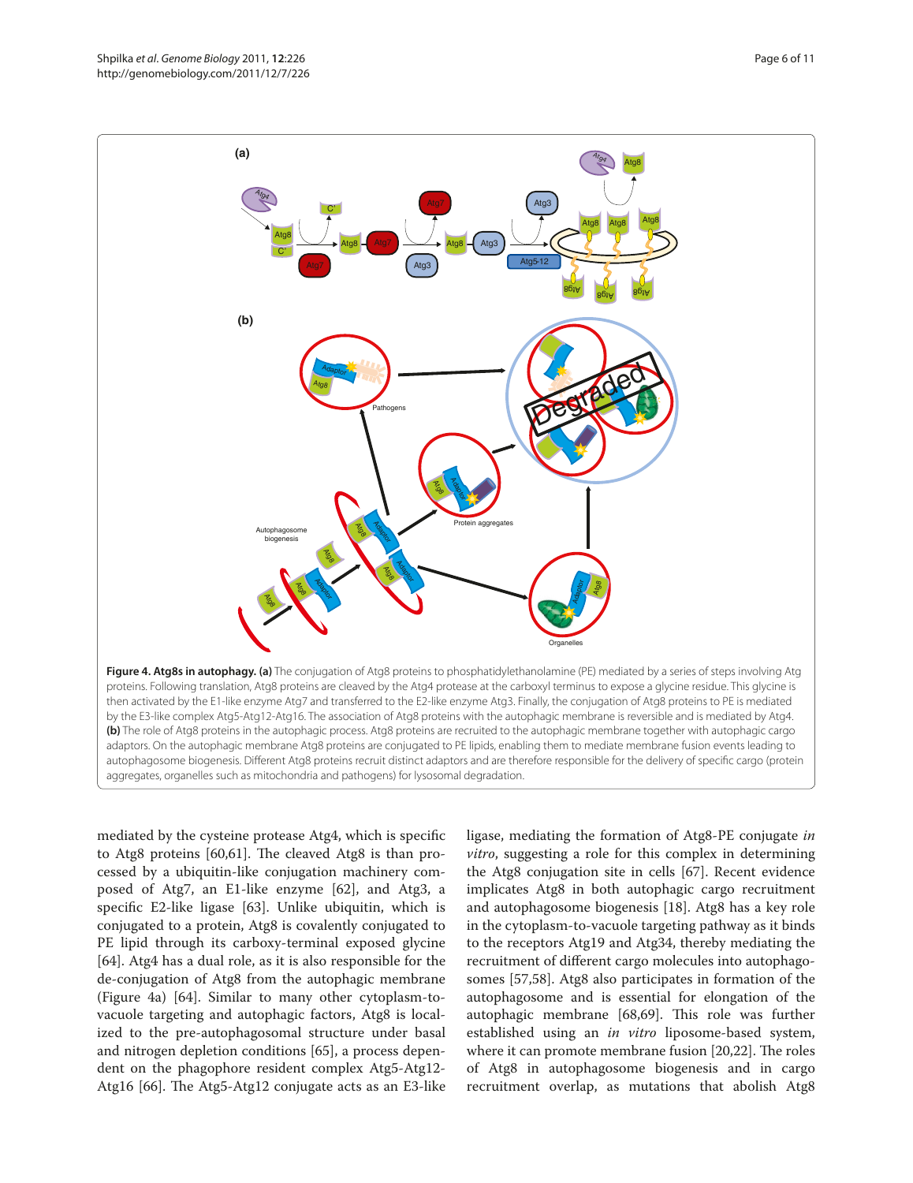(a)

Atg4, Atg8, C', Atg7, Atg3, Atg5-12

(b)

Adaptor, Atg8, Pathogens, Degraded, Protein aggregates, Autophagosome biogenesis, Organelles

**Figure 4. Atg8s in autophagy. (a)** The conjugation of Atg8 proteins to phosphatidylethanolamine (PE) mediated by a series of steps involving Atg proteins. Following translation, Atg8 proteins are cleaved by the Atg4 protease at the carboxyl terminus to expose a glycine residue. This glycine is then activated by the E1-like enzyme Atg7 and transferred to the E2-like enzyme Atg3. Finally, the conjugation of Atg8 proteins to PE is mediated by the E3-like complex Atg5-Atg12-Atg16. The association of Atg8 proteins with the autophagic membrane is reversible and is mediated by Atg4. **(b)** The role of Atg8 proteins in the autophagic process. Atg8 proteins are recruited to the autophagic membrane together with autophagic cargo adaptors. On the autophagic membrane Atg8 proteins are conjugated to PE lipids, enabling them to mediate membrane fusion events leading to autophagosome biogenesis. Different Atg8 proteins recruit distinct adaptors and are therefore responsible for the delivery of specific cargo (protein aggregates, organelles such as mitochondria and pathogens) for lysosomal degradation.

mediated by the cysteine protease Atg4, which is specific to Atg8 proteins [60,61]. The cleaved Atg8 is than processed by a ubiquitin-like conjugation machinery composed of Atg7, an E1-like enzyme [62], and Atg3, a specific E2-like ligase [63]. Unlike ubiquitin, which is conjugated to a protein, Atg8 is covalently conjugated to PE lipid through its carboxy-terminal exposed glycine [64]. Atg4 has a dual role, as it is also responsible for the de-conjugation of Atg8 from the autophagic membrane (Figure 4a) [64]. Similar to many other cytoplasm-to-vacuole targeting and autophagic factors, Atg8 is localized to the pre-autophagosomal structure under basal and nitrogen depletion conditions [65], a process dependent on the phagophore resident complex Atg5-Atg12-Atg16 [66]. The Atg5-Atg12 conjugate acts as an E3-like ligase, mediating the formation of Atg8-PE conjugate *in vitro*, suggesting a role for this complex in determining the Atg8 conjugation site in cells [67]. Recent evidence implicates Atg8 in both autophagic cargo recruitment and autophagosome biogenesis [18]. Atg8 has a key role in the cytoplasm-to-vacuole targeting pathway as it binds to the receptors Atg19 and Atg34, thereby mediating the recruitment of different cargo molecules into autophagosomes [57,58]. Atg8 also participates in formation of the autophagosome and is essential for elongation of the autophagic membrane [68,69]. This role was further established using an *in vitro* liposome-based system, where it can promote membrane fusion [20,22]. The roles of Atg8 in autophagosome biogenesis and in cargo recruitment overlap, as mutations that abolish Atg8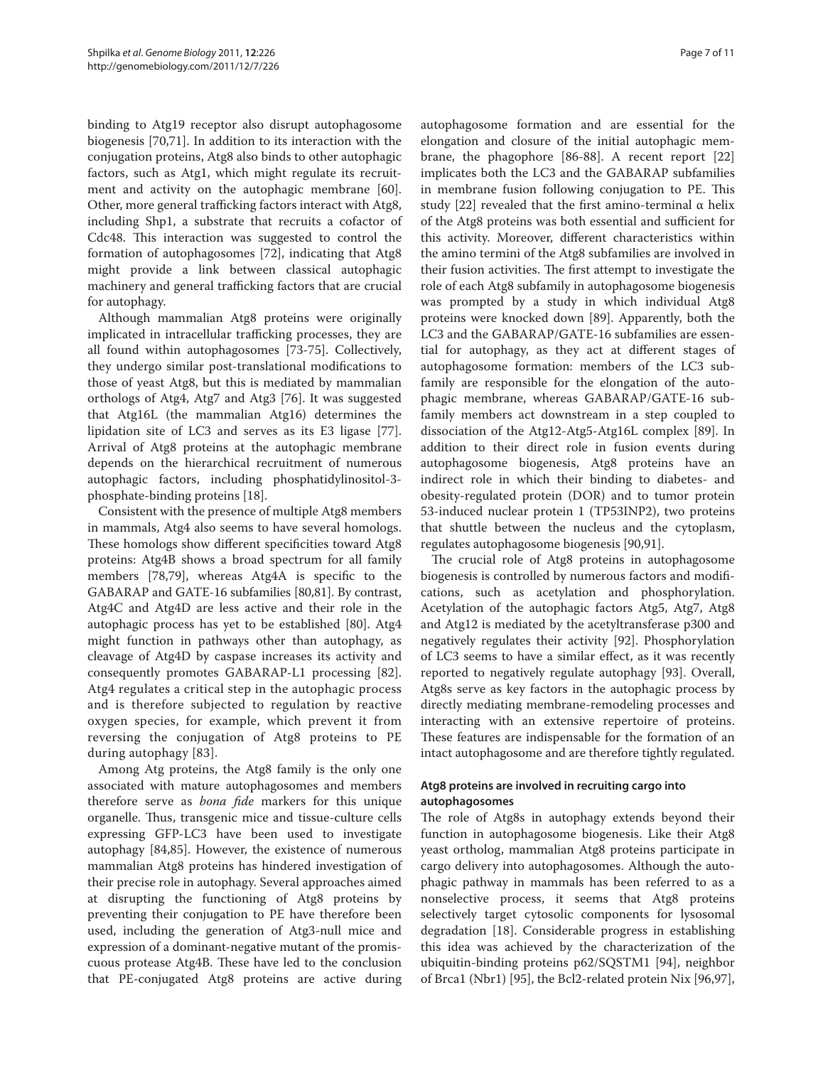binding to Atg19 receptor also disrupt autophagosome biogenesis [70,71]. In addition to its interaction with the conjugation proteins, Atg8 also binds to other autophagic factors, such as Atg1, which might regulate its recruitment and activity on the autophagic membrane [60]. Other, more general trafficking factors interact with Atg8, including Shp1, a substrate that recruits a cofactor of Cdc48. This interaction was suggested to control the formation of autophagosomes [72], indicating that Atg8 might provide a link between classical autophagic machinery and general trafficking factors that are crucial for autophagy.

Although mammalian Atg8 proteins were originally implicated in intracellular trafficking processes, they are all found within autophagosomes [73-75]. Collectively, they undergo similar post-translational modifications to those of yeast Atg8, but this is mediated by mammalian orthologs of Atg4, Atg7 and Atg3 [76]. It was suggested that Atg16L (the mammalian Atg16) determines the lipidation site of LC3 and serves as its E3 ligase [77]. Arrival of Atg8 proteins at the autophagic membrane depends on the hierarchical recruitment of numerous autophagic factors, including phosphatidylinositol-3-phosphate-binding proteins [18].

Consistent with the presence of multiple Atg8 members in mammals, Atg4 also seems to have several homologs. These homologs show different specificities toward Atg8 proteins: Atg4B shows a broad spectrum for all family members [78,79], whereas Atg4A is specific to the GABARAP and GATE-16 subfamilies [80,81]. By contrast, Atg4C and Atg4D are less active and their role in the autophagic process has yet to be established [80]. Atg4 might function in pathways other than autophagy, as cleavage of Atg4D by caspase increases its activity and consequently promotes GABARAP-L1 processing [82]. Atg4 regulates a critical step in the autophagic process and is therefore subjected to regulation by reactive oxygen species, for example, which prevent it from reversing the conjugation of Atg8 proteins to PE during autophagy [83].

Among Atg proteins, the Atg8 family is the only one associated with mature autophagosomes and members therefore serve as *bona fide* markers for this unique organelle. Thus, transgenic mice and tissue-culture cells expressing GFP-LC3 have been used to investigate autophagy [84,85]. However, the existence of numerous mammalian Atg8 proteins has hindered investigation of their precise role in autophagy. Several approaches aimed at disrupting the functioning of Atg8 proteins by preventing their conjugation to PE have therefore been used, including the generation of Atg3-null mice and expression of a dominant-negative mutant of the promiscuous protease Atg4B. These have led to the conclusion that PE-conjugated Atg8 proteins are active during autophagosome formation and are essential for the elongation and closure of the initial autophagic membrane, the phagophore [86-88]. A recent report [22] implicates both the LC3 and the GABARAP subfamilies in membrane fusion following conjugation to PE. This study [22] revealed that the first amino-terminal α helix of the Atg8 proteins was both essential and sufficient for this activity. Moreover, different characteristics within the amino termini of the Atg8 subfamilies are involved in their fusion activities. The first attempt to investigate the role of each Atg8 subfamily in autophagosome biogenesis was prompted by a study in which individual Atg8 proteins were knocked down [89]. Apparently, both the LC3 and the GABARAP/GATE-16 subfamilies are essential for autophagy, as they act at different stages of autophagosome formation: members of the LC3 subfamily are responsible for the elongation of the autophagic membrane, whereas GABARAP/GATE-16 subfamily members act downstream in a step coupled to dissociation of the Atg12-Atg5-Atg16L complex [89]. In addition to their direct role in fusion events during autophagosome biogenesis, Atg8 proteins have an indirect role in which their binding to diabetes- and obesity-regulated protein (DOR) and to tumor protein 53-induced nuclear protein 1 (TP53INP2), two proteins that shuttle between the nucleus and the cytoplasm, regulates autophagosome biogenesis [90,91].

The crucial role of Atg8 proteins in autophagosome biogenesis is controlled by numerous factors and modifications, such as acetylation and phosphorylation. Acetylation of the autophagic factors Atg5, Atg7, Atg8 and Atg12 is mediated by the acetyltransferase p300 and negatively regulates their activity [92]. Phosphorylation of LC3 seems to have a similar effect, as it was recently reported to negatively regulate autophagy [93]. Overall, Atg8s serve as key factors in the autophagic process by directly mediating membrane-remodeling processes and interacting with an extensive repertoire of proteins. These features are indispensable for the formation of an intact autophagosome and are therefore tightly regulated.

### Atg8 proteins are involved in recruiting cargo into autophagosomes

The role of Atg8s in autophagy extends beyond their function in autophagosome biogenesis. Like their Atg8 yeast ortholog, mammalian Atg8 proteins participate in cargo delivery into autophagosomes. Although the autophagic pathway in mammals has been referred to as a nonselective process, it seems that Atg8 proteins selectively target cytosolic components for lysosomal degradation [18]. Considerable progress in establishing this idea was achieved by the characterization of the ubiquitin-binding proteins p62/SQSTM1 [94], neighbor of Brca1 (Nbr1) [95], the Bcl2-related protein Nix [96,97],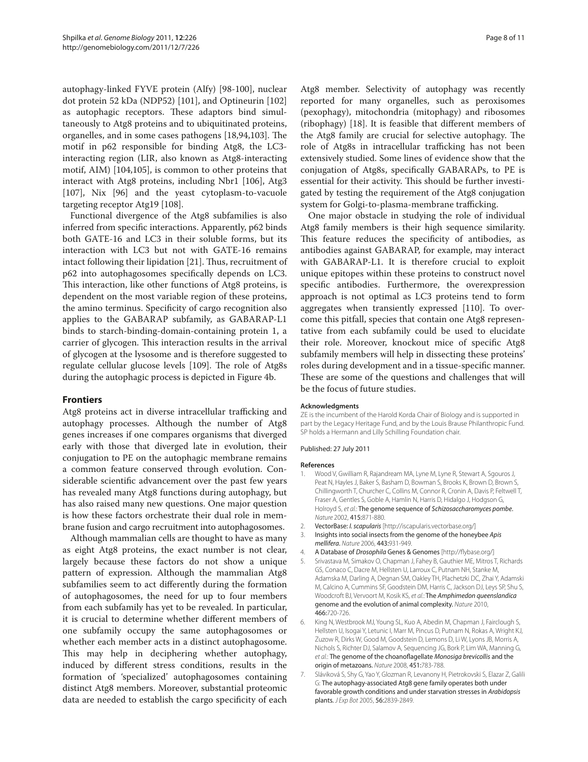autophagy-linked FYVE protein (Alfy) [98-100], nuclear dot protein 52 kDa (NDP52) [101], and Optineurin [102] as autophagic receptors. These adaptors bind simultaneously to Atg8 proteins and to ubiquitinated proteins, organelles, and in some cases pathogens [18,94,103]. The motif in p62 responsible for binding Atg8, the LC3-interacting region (LIR, also known as Atg8-interacting motif, AIM) [104,105], is common to other proteins that interact with Atg8 proteins, including Nbr1 [106], Atg3 [107], Nix [96] and the yeast cytoplasm-to-vacuole targeting receptor Atg19 [108].

Functional divergence of the Atg8 subfamilies is also inferred from specific interactions. Apparently, p62 binds both GATE-16 and LC3 in their soluble forms, but its interaction with LC3 but not with GATE-16 remains intact following their lipidation [21]. Thus, recruitment of p62 into autophagosomes specifically depends on LC3. This interaction, like other functions of Atg8 proteins, is dependent on the most variable region of these proteins, the amino terminus. Specificity of cargo recognition also applies to the GABARAP subfamily, as GABARAP-L1 binds to starch-binding-domain-containing protein 1, a carrier of glycogen. This interaction results in the arrival of glycogen at the lysosome and is therefore suggested to regulate cellular glucose levels [109]. The role of Atg8s during the autophagic process is depicted in Figure 4b.

## Frontiers

Atg8 proteins act in diverse intracellular trafficking and autophagy processes. Although the number of Atg8 genes increases if one compares organisms that diverged early with those that diverged late in evolution, their conjugation to PE on the autophagic membrane remains a common feature conserved through evolution. Considerable scientific advancement over the past few years has revealed many Atg8 functions during autophagy, but has also raised many new questions. One major question is how these factors orchestrate their dual role in membrane fusion and cargo recruitment into autophagosomes.

Although mammalian cells are thought to have as many as eight Atg8 proteins, the exact number is not clear, largely because these factors do not show a unique pattern of expression. Although the mammalian Atg8 subfamilies seem to act differently during the formation of autophagosomes, the need for up to four members from each subfamily has yet to be revealed. In particular, it is crucial to determine whether different members of one subfamily occupy the same autophagosomes or whether each member acts in a distinct autophagosome. This may help in deciphering whether autophagy, induced by different stress conditions, results in the formation of 'specialized' autophagosomes containing distinct Atg8 members. Moreover, substantial proteomic data are needed to establish the cargo specificity of each Atg8 member. Selectivity of autophagy was recently reported for many organelles, such as peroxisomes (pexophagy), mitochondria (mitophagy) and ribosomes (ribophagy) [18]. It is feasible that different members of the Atg8 family are crucial for selective autophagy. The role of Atg8s in intracellular trafficking has not been extensively studied. Some lines of evidence show that the conjugation of Atg8s, specifically GABARAPs, to PE is essential for their activity. This should be further investigated by testing the requirement of the Atg8 conjugation system for Golgi-to-plasma-membrane trafficking.

One major obstacle in studying the role of individual Atg8 family members is their high sequence similarity. This feature reduces the specificity of antibodies, as antibodies against GABARAP, for example, may interact with GABARAP-L1. It is therefore crucial to exploit unique epitopes within these proteins to construct novel specific antibodies. Furthermore, the overexpression approach is not optimal as LC3 proteins tend to form aggregates when transiently expressed [110]. To overcome this pitfall, species that contain one Atg8 representative from each subfamily could be used to elucidate their role. Moreover, knockout mice of specific Atg8 subfamily members will help in dissecting these proteins' roles during development and in a tissue-specific manner. These are some of the questions and challenges that will be the focus of future studies.

#### Acknowledgments

ZE is the incumbent of the Harold Korda Chair of Biology and is supported in part by the Legacy Heritage Fund, and by the Louis Brause Philanthropic Fund. SP holds a Hermann and Lilly Schilling Foundation chair.

Published: 27 July 2011

#### References

1. Wood V, Gwilliam R, Rajandream MA, Lyne M, Lyne R, Stewart A, Sgouros J, Peat N, Hayles J, Baker S, Basham D, Bowman S, Brooks K, Brown D, Brown S, Chillingworth T, Churcher C, Collins M, Connor R, Cronin A, Davis P, Feltwell T, Fraser A, Gentles S, Goble A, Hamlin N, Harris D, Hidalgo J, Hodgson G, Holroyd S, *et al.*: **The genome sequence of *Schizosaccharomyces pombe*.** *Nature* 2002, **415:**871-880.
2. **VectorBase: *I. scapularis*** [http://iscapularis.vectorbase.org/]
3. **Insights into social insects from the genome of the honeybee *Apis mellifera*.** *Nature* 2006, **443:**931-949.
4. **A Database of *Drosophila* Genes & Genomes** [http://flybase.org/]
5. Srivastava M, Simakov O, Chapman J, Fahey B, Gauthier ME, Mitros T, Richards GS, Conaco C, Dacre M, Hellsten U, Larroux C, Putnam NH, Stanke M, Adamska M, Darling A, Degnan SM, Oakley TH, Plachetzki DC, Zhai Y, Adamski M, Calcino A, Cummins SF, Goodstein DM, Harris C, Jackson DJ, Leys SP, Shu S, Woodcroft BJ, Vervoort M, Kosik KS, *et al.*: **The *Amphimedon queenslandica* genome and the evolution of animal complexity.** *Nature* 2010, **466:**720-726.
6. King N, Westbrook MJ, Young SL, Kuo A, Abedin M, Chapman J, Fairclough S, Hellsten U, Isogai Y, Letunic I, Marr M, Pincus D, Putnam N, Rokas A, Wright KJ, Zuzow R, Dirks W, Good M, Goodstein D, Lemons D, Li W, Lyons JB, Morris A, Nichols S, Richter DJ, Salamov A, Sequencing JG, Bork P, Lim WA, Manning G, *et al.*: **The genome of the choanoflagellate *Monosiga brevicollis* and the origin of metazoans.** *Nature* 2008, **451:**783-788.
7. Slávikova S, Shy G, Yao Y, Glozman R, Levanony H, Pietrokovski S, Elazar Z, Galili G: **The autophagy-associated Atg8 gene family operates both under favorable growth conditions and under starvation stresses in *Arabidopsis* plants.** *J Exp Bot* 2005, **56:**2839-2849.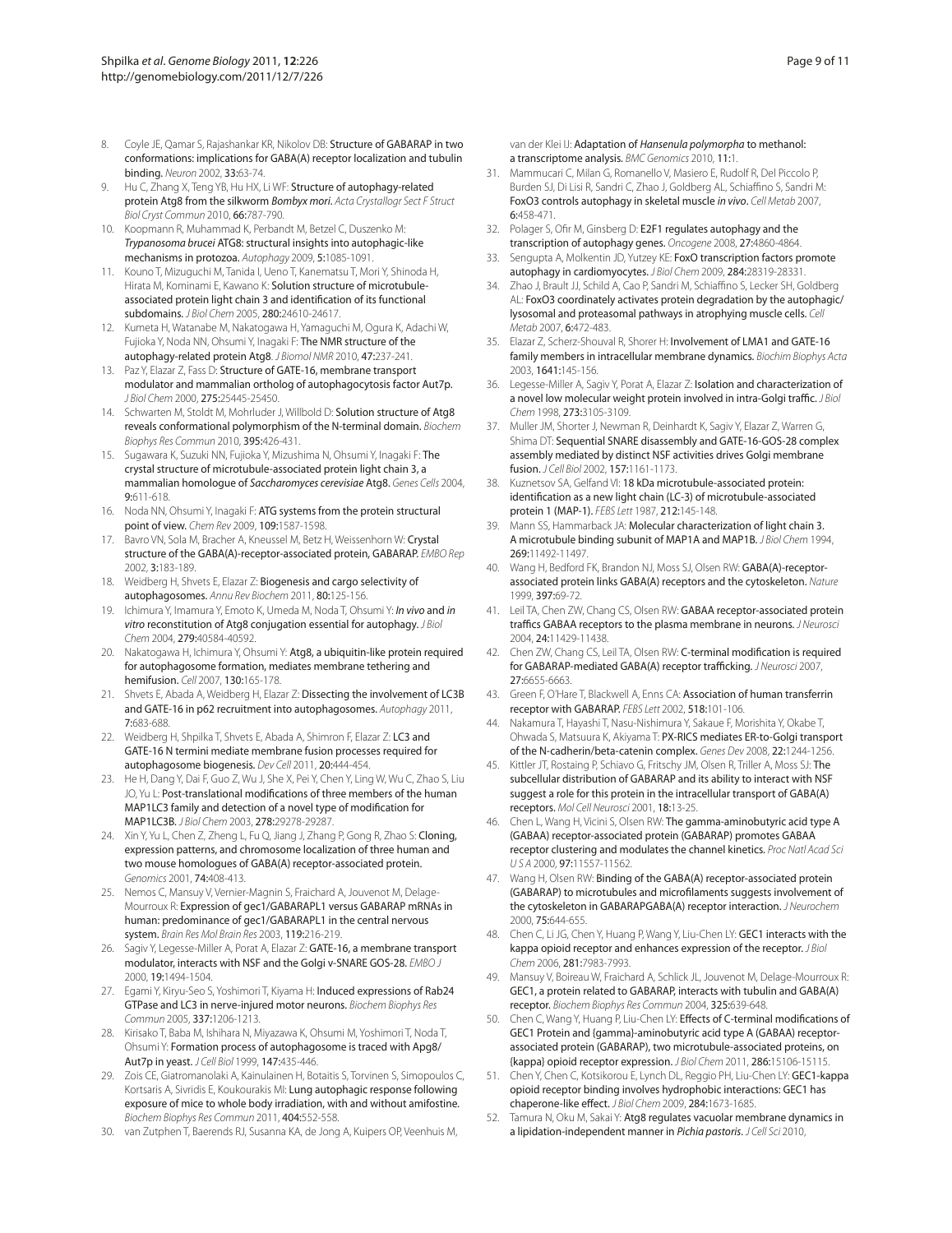8. Coyle JE, Qamar S, Rajashankar KR, Nikolov DB: **Structure of GABARAP in two conformations: implications for GABA(A) receptor localization and tubulin binding.** *Neuron* 2002, **33:**63-74.
9. Hu C, Zhang X, Teng YB, Hu HX, Li WF: **Structure of autophagy-related protein Atg8 from the silkworm *Bombyx mori*.** *Acta Crystallogr Sect F Struct Biol Cryst Commun* 2010, **66:**787-790.
10. Koopmann R, Muhammad K, Perbandt M, Betzel C, Duszenko M: ***Trypanosoma brucei* ATG8: structural insights into autophagic-like mechanisms in protozoa.** *Autophagy* 2009, **5:**1085-1091.
11. Kouno T, Mizuguchi M, Tanida I, Ueno T, Kanematsu T, Mori Y, Shinoda H, Hirata M, Kominami E, Kawano K: **Solution structure of microtubule-associated protein light chain 3 and identification of its functional subdomains.** *J Biol Chem* 2005, **280:**24610-24617.
12. Kumeta H, Watanabe M, Nakatogawa H, Yamaguchi M, Ogura K, Adachi W, Fujioka Y, Noda NN, Ohsumi Y, Inagaki F: **The NMR structure of the autophagy-related protein Atg8.** *J Biomol NMR* 2010, **47:**237-241.
13. Paz Y, Elazar Z, Fass D: **Structure of GATE-16, membrane transport modulator and mammalian ortholog of autophagocytosis factor Aut7p.** *J Biol Chem* 2000, **275:**25445-25450.
14. Schwarten M, Stoldt M, Mohrluder J, Willbold D: **Solution structure of Atg8 reveals conformational polymorphism of the N-terminal domain.** *Biochem Biophys Res Commun* 2010, **395:**426-431.
15. Sugawara K, Suzuki NN, Fujioka Y, Mizushima N, Ohsumi Y, Inagaki F: **The crystal structure of microtubule-associated protein light chain 3, a mammalian homologue of *Saccharomyces cerevisiae* Atg8.** *Genes Cells* 2004, **9:**611-618.
16. Noda NN, Ohsumi Y, Inagaki F: **ATG systems from the protein structural point of view.** *Chem Rev* 2009, **109:**1587-1598.
17. Bavro VN, Sola M, Bracher A, Kneussel M, Betz H, Weissenhorn W: **Crystal structure of the GABA(A)-receptor-associated protein, GABARAP.** *EMBO Rep* 2002, **3:**183-189.
18. Weidberg H, Shvets E, Elazar Z: **Biogenesis and cargo selectivity of autophagosomes.** *Annu Rev Biochem* 2011, **80:**125-156.
19. Ichimura Y, Imamura Y, Emoto K, Umeda M, Noda T, Ohsumi Y: ***In vivo* and *in vitro* reconstitution of Atg8 conjugation essential for autophagy.** *J Biol Chem* 2004, **279:**40584-40592.
20. Nakatogawa H, Ichimura Y, Ohsumi Y: **Atg8, a ubiquitin-like protein required for autophagosome formation, mediates membrane tethering and hemifusion.** *Cell* 2007, **130:**165-178.
21. Shvets E, Abada A, Weidberg H, Elazar Z: **Dissecting the involvement of LC3B and GATE-16 in p62 recruitment into autophagosomes.** *Autophagy* 2011, **7:**683-688.
22. Weidberg H, Shpilka T, Shvets E, Abada A, Shimron F, Elazar Z: **LC3 and GATE-16 N termini mediate membrane fusion processes required for autophagosome biogenesis.** *Dev Cell* 2011, **20:**444-454.
23. He H, Dang Y, Dai F, Guo Z, Wu J, She X, Pei Y, Chen Y, Ling W, Wu C, Zhao S, Liu JO, Yu L: **Post-translational modifications of three members of the human MAP1LC3 family and detection of a novel type of modification for MAP1LC3B.** *J Biol Chem* 2003, **278:**29278-29287.
24. Xin Y, Yu L, Chen Z, Zheng L, Fu Q, Jiang J, Zhang P, Gong R, Zhao S: **Cloning, expression patterns, and chromosome localization of three human and two mouse homologues of GABA(A) receptor-associated protein.** *Genomics* 2001, **74:**408-413.
25. Nemos C, Mansuy V, Vernier-Magnin S, Fraichard A, Jouvenot M, Delage-Mourroux R: **Expression of gec1/GABARAPL1 versus GABARAP mRNAs in human: predominance of gec1/GABARAPL1 in the central nervous system.** *Brain Res Mol Brain Res* 2003, **119:**216-219.
26. Sagiv Y, Legesse-Miller A, Porat A, Elazar Z: **GATE-16, a membrane transport modulator, interacts with NSF and the Golgi v-SNARE GOS-28.** *EMBO J* 2000, **19:**1494-1504.
27. Egami Y, Kiryu-Seo S, Yoshimori T, Kiyama H: **Induced expressions of Rab24 GTPase and LC3 in nerve-injured motor neurons.** *Biochem Biophys Res Commun* 2005, **337:**1206-1213.
28. Kirisako T, Baba M, Ishihara N, Miyazawa K, Ohsumi M, Yoshimori T, Noda T, Ohsumi Y: **Formation process of autophagosome is traced with Apg8/Aut7p in yeast.** *J Cell Biol* 1999, **147:**435-446.
29. Zois CE, Giatromanolaki A, Kainulainen H, Botaitis S, Torvinen S, Simopoulos C, Kortsaris A, Sivridis E, Koukourakis MI: **Lung autophagic response following exposure of mice to whole body irradiation, with and without amifostine.** *Biochem Biophys Res Commun* 2011, **404:**552-558.
30. van Zutphen T, Baerends RJ, Susanna KA, de Jong A, Kuipers OP, Veenhuis M, van der Klei IJ: **Adaptation of *Hansenula polymorpha* to methanol: a transcriptome analysis.** *BMC Genomics* 2010, **11:**1.
31. Mammucari C, Milan G, Romanello V, Masiero E, Rudolf R, Del Piccolo P, Burden SJ, Di Lisi R, Sandri C, Zhao J, Goldberg AL, Schiaffino S, Sandri M: **FoxO3 controls autophagy in skeletal muscle *in vivo*.** *Cell Metab* 2007, **6:**458-471.
32. Polager S, Ofir M, Ginsberg D: **E2F1 regulates autophagy and the transcription of autophagy genes.** *Oncogene* 2008, **27:**4860-4864.
33. Sengupta A, Molkentin JD, Yutzey KE: **FoxO transcription factors promote autophagy in cardiomyocytes.** *J Biol Chem* 2009, **284:**28319-28331.
34. Zhao J, Brault JJ, Schild A, Cao P, Sandri M, Schiaffino S, Lecker SH, Goldberg AL: **FoxO3 coordinately activates protein degradation by the autophagic/lysosomal and proteasomal pathways in atrophying muscle cells.** *Cell Metab* 2007, **6:**472-483.
35. Elazar Z, Scherz-Shouval R, Shorer H: **Involvement of LMA1 and GATE-16 family members in intracellular membrane dynamics.** *Biochim Biophys Acta* 2003, **1641:**145-156.
36. Legesse-Miller A, Sagiv Y, Porat A, Elazar Z: **Isolation and characterization of a novel low molecular weight protein involved in intra-Golgi traffic.** *J Biol Chem* 1998, **273:**3105-3109.
37. Muller JM, Shorter J, Newman R, Deinhardt K, Sagiv Y, Elazar Z, Warren G, Shima DT: **Sequential SNARE disassembly and GATE-16-GOS-28 complex assembly mediated by distinct NSF activities drives Golgi membrane fusion.** *J Cell Biol* 2002, **157:**1161-1173.
38. Kuznetsov SA, Gelfand VI: **18 kDa microtubule-associated protein: identification as a new light chain (LC-3) of microtubule-associated protein 1 (MAP-1).** *FEBS Lett* 1987, **212:**145-148.
39. Mann SS, Hammarback JA: **Molecular characterization of light chain 3. A microtubule binding subunit of MAP1A and MAP1B.** *J Biol Chem* 1994, **269:**11492-11497.
40. Wang H, Bedford FK, Brandon NJ, Moss SJ, Olsen RW: **GABA(A)-receptor-associated protein links GABA(A) receptors and the cytoskeleton.** *Nature* 1999, **397:**69-72.
41. Leil TA, Chen ZW, Chang CS, Olsen RW: **GABAA receptor-associated protein traffics GABAA receptors to the plasma membrane in neurons.** *J Neurosci* 2004, **24:**11429-11438.
42. Chen ZW, Chang CS, Leil TA, Olsen RW: **C-terminal modification is required for GABARAP-mediated GABA(A) receptor trafficking.** *J Neurosci* 2007, **27:**6655-6663.
43. Green F, O'Hare T, Blackwell A, Enns CA: **Association of human transferrin receptor with GABARAP.** *FEBS Lett* 2002, **518:**101-106.
44. Nakamura T, Hayashi T, Nasu-Nishimura Y, Sakaue F, Morishita Y, Okabe T, Ohwada S, Matsuura K, Akiyama T: **PX-RICS mediates ER-to-Golgi transport of the N-cadherin/beta-catenin complex.** *Genes Dev* 2008, **22:**1244-1256.
45. Kittler JT, Rostaing P, Schiavo G, Fritschy JM, Olsen R, Triller A, Moss SJ: **The subcellular distribution of GABARAP and its ability to interact with NSF suggest a role for this protein in the intracellular transport of GABA(A) receptors.** *Mol Cell Neurosci* 2001, **18:**13-25.
46. Chen L, Wang H, Vicini S, Olsen RW: **The gamma-aminobutyric acid type A (GABAA) receptor-associated protein (GABARAP) promotes GABAA receptor clustering and modulates the channel kinetics.** *Proc Natl Acad Sci U S A* 2000, **97:**11557-11562.
47. Wang H, Olsen RW: **Binding of the GABA(A) receptor-associated protein (GABARAP) to microtubules and microfilaments suggests involvement of the cytoskeleton in GABARAPGABA(A) receptor interaction.** *J Neurochem* 2000, **75:**644-655.
48. Chen C, Li JG, Chen Y, Huang P, Wang Y, Liu-Chen LY: **GEC1 interacts with the kappa opioid receptor and enhances expression of the receptor.** *J Biol Chem* 2006, **281:**7983-7993.
49. Mansuy V, Boireau W, Fraichard A, Schlick JL, Jouvenot M, Delage-Mourroux R: **GEC1, a protein related to GABARAP, interacts with tubulin and GABA(A) receptor.** *Biochem Biophys Res Commun* 2004, **325:**639-648.
50. Chen C, Wang Y, Huang P, Liu-Chen LY: **Effects of C-terminal modifications of GEC1 Protein and {gamma}-aminobutyric acid type A (GABAA) receptor-associated protein (GABARAP), two microtubule-associated proteins, on {kappa} opioid receptor expression.** *J Biol Chem* 2011, **286:**15106-15115.
51. Chen Y, Chen C, Kotsikorou E, Lynch DL, Reggio PH, Liu-Chen LY: **GEC1-kappa opioid receptor binding involves hydrophobic interactions: GEC1 has chaperone-like effect.** *J Biol Chem* 2009, **284:**1673-1685.
52. Tamura N, Oku M, Sakai Y: **Atg8 regulates vacuolar membrane dynamics in a lipidation-independent manner in *Pichia pastoris*.** *J Cell Sci* 2010,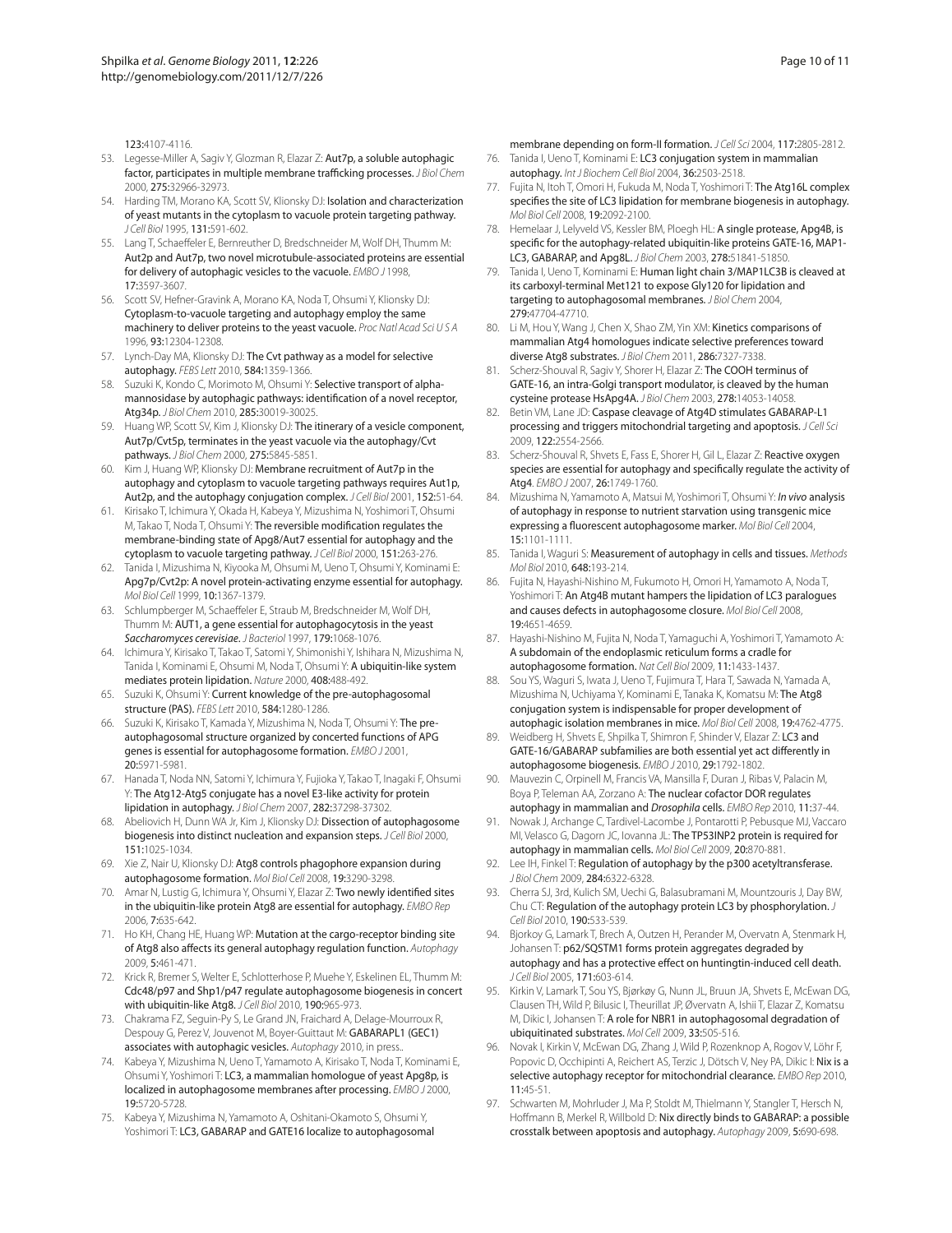123:4107-4116.

53. Legesse-Miller A, Sagiv Y, Glozman R, Elazar Z: Aut7p, a soluble autophagic factor, participates in multiple membrane trafficking processes. *J Biol Chem* 2000, **275:**32966-32973.
54. Harding TM, Morano KA, Scott SV, Klionsky DJ: Isolation and characterization of yeast mutants in the cytoplasm to vacuole protein targeting pathway. *J Cell Biol* 1995, **131:**591-602.
55. Lang T, Schaeffeler E, Bernreuther D, Bredschneider M, Wolf DH, Thumm M: Aut2p and Aut7p, two novel microtubule-associated proteins are essential for delivery of autophagic vesicles to the vacuole. *EMBO J* 1998, **17:**3597-3607.
56. Scott SV, Hefner-Gravink A, Morano KA, Noda T, Ohsumi Y, Klionsky DJ: Cytoplasm-to-vacuole targeting and autophagy employ the same machinery to deliver proteins to the yeast vacuole. *Proc Natl Acad Sci U S A* 1996, **93:**12304-12308.
57. Lynch-Day MA, Klionsky DJ: The Cvt pathway as a model for selective autophagy. *FEBS Lett* 2010, **584:**1359-1366.
58. Suzuki K, Kondo C, Morimoto M, Ohsumi Y: Selective transport of alpha-mannosidase by autophagic pathways: identification of a novel receptor, Atg34p. *J Biol Chem* 2010, **285:**30019-30025.
59. Huang WP, Scott SV, Kim J, Klionsky DJ: The itinerary of a vesicle component, Aut7p/Cvt5p, terminates in the yeast vacuole via the autophagy/Cvt pathways. *J Biol Chem* 2000, **275:**5845-5851.
60. Kim J, Huang WP, Klionsky DJ: Membrane recruitment of Aut7p in the autophagy and cytoplasm to vacuole targeting pathways requires Aut1p, Aut2p, and the autophagy conjugation complex. *J Cell Biol* 2001, **152:**51-64.
61. Kirisako T, Ichimura Y, Okada H, Kabeya Y, Mizushima N, Yoshimori T, Ohsumi M, Takao T, Noda T, Ohsumi Y: The reversible modification regulates the membrane-binding state of Apg8/Aut7 essential for autophagy and the cytoplasm to vacuole targeting pathway. *J Cell Biol* 2000, **151:**263-276.
62. Tanida I, Mizushima N, Kiyooka M, Ohsumi M, Ueno T, Ohsumi Y, Kominami E: Apg7p/Cvt2p: A novel protein-activating enzyme essential for autophagy. *Mol Biol Cell* 1999, **10:**1367-1379.
63. Schlumpberger M, Schaeffeler E, Straub M, Bredschneider M, Wolf DH, Thumm M: AUT1, a gene essential for autophagocytosis in the yeast *Saccharomyces cerevisiae*. *J Bacteriol* 1997, **179:**1068-1076.
64. Ichimura Y, Kirisako T, Takao T, Satomi Y, Shimonishi Y, Ishihara N, Mizushima N, Tanida I, Kominami E, Ohsumi M, Noda T, Ohsumi Y: A ubiquitin-like system mediates protein lipidation. *Nature* 2000, **408:**488-492.
65. Suzuki K, Ohsumi Y: Current knowledge of the pre-autophagosomal structure (PAS). *FEBS Lett* 2010, **584:**1280-1286.
66. Suzuki K, Kirisako T, Kamada Y, Mizushima N, Noda T, Ohsumi Y: The pre-autophagosomal structure organized by concerted functions of APG genes is essential for autophagosome formation. *EMBO J* 2001, **20:**5971-5981.
67. Hanada T, Noda NN, Satomi Y, Ichimura Y, Fujioka Y, Takao T, Inagaki F, Ohsumi Y: The Atg12-Atg5 conjugate has a novel E3-like activity for protein lipidation in autophagy. *J Biol Chem* 2007, **282:**37298-37302.
68. Abeliovich H, Dunn WA Jr, Kim J, Klionsky DJ: Dissection of autophagosome biogenesis into distinct nucleation and expansion steps. *J Cell Biol* 2000, **151:**1025-1034.
69. Xie Z, Nair U, Klionsky DJ: Atg8 controls phagophore expansion during autophagosome formation. *Mol Biol Cell* 2008, **19:**3290-3298.
70. Amar N, Lustig G, Ichimura Y, Ohsumi Y, Elazar Z: Two newly identified sites in the ubiquitin-like protein Atg8 are essential for autophagy. *EMBO Rep* 2006, **7:**635-642.
71. Ho KH, Chang HE, Huang WP: Mutation at the cargo-receptor binding site of Atg8 also affects its general autophagy regulation function. *Autophagy* 2009, **5:**461-471.
72. Krick R, Bremer S, Welter E, Schlotterhose P, Muehe Y, Eskelinen EL, Thumm M: Cdc48/p97 and Shp1/p47 regulate autophagosome biogenesis in concert with ubiquitin-like Atg8. *J Cell Biol* 2010, **190:**965-973.
73. Chakrama FZ, Seguin-Py S, Le Grand JN, Fraichard A, Delage-Mourroux R, Despouy G, Perez V, Jouvenot M, Boyer-Guittaut M: GABARAPL1 (GEC1) associates with autophagic vesicles. *Autophagy* 2010, in press..
74. Kabeya Y, Mizushima N, Ueno T, Yamamoto A, Kirisako T, Noda T, Kominami E, Ohsumi Y, Yoshimori T: LC3, a mammalian homologue of yeast Apg8p, is localized in autophagosome membranes after processing. *EMBO J* 2000, **19:**5720-5728.
75. Kabeya Y, Mizushima N, Yamamoto A, Oshitani-Okamoto S, Ohsumi Y, Yoshimori T: LC3, GABARAP and GATE16 localize to autophagosomal membrane depending on form-II formation. *J Cell Sci* 2004, **117:**2805-2812.
76. Tanida I, Ueno T, Kominami E: LC3 conjugation system in mammalian autophagy. *Int J Biochem Cell Biol* 2004, **36:**2503-2518.
77. Fujita N, Itoh T, Omori H, Fukuda M, Noda T, Yoshimori T: The Atg16L complex specifies the site of LC3 lipidation for membrane biogenesis in autophagy. *Mol Biol Cell* 2008, **19:**2092-2100.
78. Hemelaar J, Lelyveld VS, Kessler BM, Ploegh HL: A single protease, Apg4B, is specific for the autophagy-related ubiquitin-like proteins GATE-16, MAP1-LC3, GABARAP, and Apg8L. *J Biol Chem* 2003, **278:**51841-51850.
79. Tanida I, Ueno T, Kominami E: Human light chain 3/MAP1LC3B is cleaved at its carboxyl-terminal Met121 to expose Gly120 for lipidation and targeting to autophagosomal membranes. *J Biol Chem* 2004, **279:**47704-47710.
80. Li M, Hou Y, Wang J, Chen X, Shao ZM, Yin XM: Kinetics comparisons of mammalian Atg4 homologues indicate selective preferences toward diverse Atg8 substrates. *J Biol Chem* 2011, **286:**7327-7338.
81. Scherz-Shouval R, Sagiv Y, Shorer H, Elazar Z: The COOH terminus of GATE-16, an intra-Golgi transport modulator, is cleaved by the human cysteine protease HsApg4A. *J Biol Chem* 2003, **278:**14053-14058.
82. Betin VM, Lane JD: Caspase cleavage of Atg4D stimulates GABARAP-L1 processing and triggers mitochondrial targeting and apoptosis. *J Cell Sci* 2009, **122:**2554-2566.
83. Scherz-Shouval R, Shvets E, Fass E, Shorer H, Gil L, Elazar Z: Reactive oxygen species are essential for autophagy and specifically regulate the activity of Atg4. *EMBO J* 2007, **26:**1749-1760.
84. Mizushima N, Yamamoto A, Matsui M, Yoshimori T, Ohsumi Y: *In vivo* analysis of autophagy in response to nutrient starvation using transgenic mice expressing a fluorescent autophagosome marker. *Mol Biol Cell* 2004, **15:**1101-1111.
85. Tanida I, Waguri S: Measurement of autophagy in cells and tissues. *Methods Mol Biol* 2010, **648:**193-214.
86. Fujita N, Hayashi-Nishino M, Fukumoto H, Omori H, Yamamoto A, Noda T, Yoshimori T: An Atg4B mutant hampers the lipidation of LC3 paralogues and causes defects in autophagosome closure. *Mol Biol Cell* 2008, **19:**4651-4659.
87. Hayashi-Nishino M, Fujita N, Noda T, Yamaguchi A, Yoshimori T, Yamamoto A: A subdomain of the endoplasmic reticulum forms a cradle for autophagosome formation. *Nat Cell Biol* 2009, **11:**1433-1437.
88. Sou YS, Waguri S, Iwata J, Ueno T, Fujimura T, Hara T, Sawada N, Yamada A, Mizushima N, Uchiyama Y, Kominami E, Tanaka K, Komatsu M: The Atg8 conjugation system is indispensable for proper development of autophagic isolation membranes in mice. *Mol Biol Cell* 2008, **19:**4762-4775.
89. Weidberg H, Shvets E, Shpilka T, Shimron F, Shinder V, Elazar Z: LC3 and GATE-16/GABARAP subfamilies are both essential yet act differently in autophagosome biogenesis. *EMBO J* 2010, **29:**1792-1802.
90. Mauvezin C, Orpinell M, Francis VA, Mansilla F, Duran J, Ribas V, Palacin M, Boya P, Teleman AA, Zorzano A: The nuclear cofactor DOR regulates autophagy in mammalian and *Drosophila* cells. *EMBO Rep* 2010, **11:**37-44.
91. Nowak J, Archange C, Tardivel-Lacombe J, Pontarotti P, Pebusque MJ, Vaccaro MI, Velasco G, Dagorn JC, Iovanna JL: The TP53INP2 protein is required for autophagy in mammalian cells. *Mol Biol Cell* 2009, **20:**870-881.
92. Lee IH, Finkel T: Regulation of autophagy by the p300 acetyltransferase. *J Biol Chem* 2009, **284:**6322-6328.
93. Cherra SJ, 3rd, Kulich SM, Uechi G, Balasubramani M, Mountzouris J, Day BW, Chu CT: Regulation of the autophagy protein LC3 by phosphorylation. *J Cell Biol* 2010, **190:**533-539.
94. Bjorkoy G, Lamark T, Brech A, Outzen H, Perander M, Overvatn A, Stenmark H, Johansen T: p62/SQSTM1 forms protein aggregates degraded by autophagy and has a protective effect on huntingtin-induced cell death. *J Cell Biol* 2005, **171:**603-614.
95. Kirkin V, Lamark T, Sou YS, Bjørkøy G, Nunn JL, Bruun JA, Shvets E, McEwan DG, Clausen TH, Wild P, Bilusic I, Theurillat JP, Øvervatn A, Ishii T, Elazar Z, Komatsu M, Dikic I, Johansen T: A role for NBR1 in autophagosomal degradation of ubiquitinated substrates. *Mol Cell* 2009, **33:**505-516.
96. Novak I, Kirkin V, McEwan DG, Zhang J, Wild P, Rozenknop A, Rogov V, Löhr F, Popovic D, Occhipinti A, Reichert AS, Terzic J, Dötsch V, Ney PA, Dikic I: Nix is a selective autophagy receptor for mitochondrial clearance. *EMBO Rep* 2010, **11:**45-51.
97. Schwarten M, Mohrluder J, Ma P, Stoldt M, Thielmann Y, Stangler T, Hersch N, Hoffmann B, Merkel R, Willbold D: Nix directly binds to GABARAP: a possible crosstalk between apoptosis and autophagy. *Autophagy* 2009, **5:**690-698.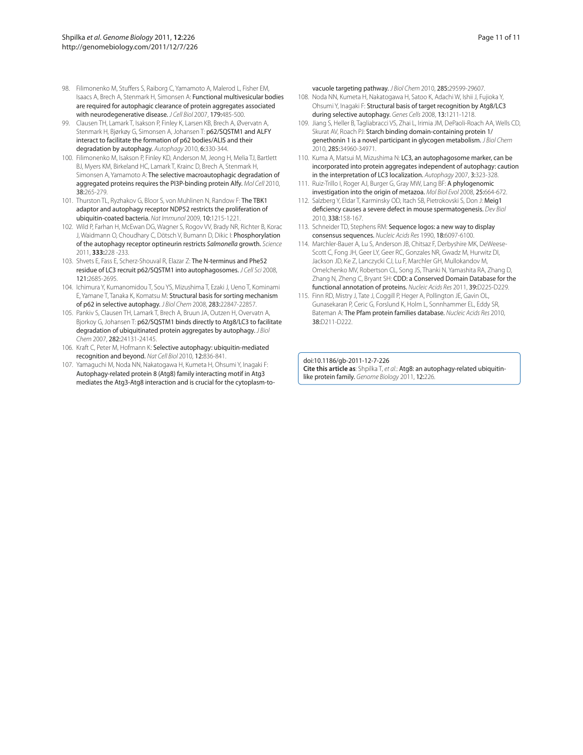98. Filimonenko M, Stuffers S, Raiborg C, Yamamoto A, Malerod L, Fisher EM, Isaacs A, Brech A, Stenmark H, Simonsen A: **Functional multivesicular bodies are required for autophagic clearance of protein aggregates associated with neurodegenerative disease.** *J Cell Biol* 2007, **179:**485-500.
99. Clausen TH, Lamark T, Isakson P, Finley K, Larsen KB, Brech A, Øvervatn A, Stenmark H, Bjørkøy G, Simonsen A, Johansen T: **p62/SQSTM1 and ALFY interact to facilitate the formation of p62 bodies/ALIS and their degradation by autophagy.** *Autophagy* 2010, **6:**330-344.
100. Filimonenko M, Isakson P, Finley KD, Anderson M, Jeong H, Melia TJ, Bartlett BJ, Myers KM, Birkeland HC, Lamark T, Krainc D, Brech A, Stenmark H, Simonsen A, Yamamoto A: **The selective macroautophagic degradation of aggregated proteins requires the PI3P-binding protein Alfy.** *Mol Cell* 2010, **38:**265-279.
101. Thurston TL, Ryzhakov G, Bloor S, von Muhlinen N, Randow F: **The TBK1 adaptor and autophagy receptor NDP52 restricts the proliferation of ubiquitin-coated bacteria.** *Nat Immunol* 2009, **10:**1215-1221.
102. Wild P, Farhan H, McEwan DG, Wagner S, Rogov VV, Brady NR, Richter B, Korac J, Waidmann O, Choudhary C, Dötsch V, Bumann D, Dikic I: **Phosphorylation of the autophagy receptor optineurin restricts *Salmonella* growth.** *Science* 2011, **333:**228 -233.
103. Shvets E, Fass E, Scherz-Shouval R, Elazar Z: **The N-terminus and Phe52 residue of LC3 recruit p62/SQSTM1 into autophagosomes.** *J Cell Sci* 2008, **121:**2685-2695.
104. Ichimura Y, Kumanomidou T, Sou YS, Mizushima T, Ezaki J, Ueno T, Kominami E, Yamane T, Tanaka K, Komatsu M: **Structural basis for sorting mechanism of p62 in selective autophagy.** *J Biol Chem* 2008, **283:**22847-22857.
105. Pankiv S, Clausen TH, Lamark T, Brech A, Bruun JA, Outzen H, Overvatn A, Bjorkoy G, Johansen T: **p62/SQSTM1 binds directly to Atg8/LC3 to facilitate degradation of ubiquitinated protein aggregates by autophagy.** *J Biol Chem* 2007, **282:**24131-24145.
106. Kraft C, Peter M, Hofmann K: **Selective autophagy: ubiquitin-mediated recognition and beyond.** *Nat Cell Biol* 2010, **12:**836-841.
107. Yamaguchi M, Noda NN, Nakatogawa H, Kumeta H, Ohsumi Y, Inagaki F: **Autophagy-related protein 8 (Atg8) family interacting motif in Atg3 mediates the Atg3-Atg8 interaction and is crucial for the cytoplasm-to-vacuole targeting pathway.** *J Biol Chem* 2010, **285:**29599-29607.
108. Noda NN, Kumeta H, Nakatogawa H, Satoo K, Adachi W, Ishii J, Fujioka Y, Ohsumi Y, Inagaki F: **Structural basis of target recognition by Atg8/LC3 during selective autophagy.** *Genes Cells* 2008, **13:**1211-1218.
109. Jiang S, Heller B, Tagliabracci VS, Zhai L, Irimia JM, DePaoli-Roach AA, Wells CD, Skurat AV, Roach PJ: **Starch binding domain-containing protein 1/ genethonin 1 is a novel participant in glycogen metabolism.** *J Biol Chem* 2010, **285:**34960-34971.
110. Kuma A, Matsui M, Mizushima N: **LC3, an autophagosome marker, can be incorporated into protein aggregates independent of autophagy: caution in the interpretation of LC3 localization.** *Autophagy* 2007, **3:**323-328.
111. Ruiz-Trillo I, Roger AJ, Burger G, Gray MW, Lang BF: **A phylogenomic investigation into the origin of metazoa.** *Mol Biol Evol* 2008, **25:**664-672.
112. Salzberg Y, Eldar T, Karminsky OD, Itach SB, Pietrokovski S, Don J: **Meig1 deficiency causes a severe defect in mouse spermatogenesis.** *Dev Biol* 2010, **338:**158-167.
113. Schneider TD, Stephens RM: **Sequence logos: a new way to display consensus sequences.** *Nucleic Acids Res* 1990, **18:**6097-6100.
114. Marchler-Bauer A, Lu S, Anderson JB, Chitsaz F, Derbyshire MK, DeWeese-Scott C, Fong JH, Geer LY, Geer RC, Gonzales NR, Gwadz M, Hurwitz DI, Jackson JD, Ke Z, Lanczycki CJ, Lu F, Marchler GH, Mullokandov M, Omelchenko MV, Robertson CL, Song JS, Thanki N, Yamashita RA, Zhang D, Zhang N, Zheng C, Bryant SH: **CDD: a Conserved Domain Database for the functional annotation of proteins.** *Nucleic Acids Res* 2011, **39:**D225-D229.
115. Finn RD, Mistry J, Tate J, Coggill P, Heger A, Pollington JE, Gavin OL, Gunasekaran P, Ceric G, Forslund K, Holm L, Sonnhammer EL, Eddy SR, Bateman A: **The Pfam protein families database.** *Nucleic Acids Res* 2010, **38:**D211-D222.

doi:10.1186/gb-2011-12-7-226
**Cite this article as**: Shpilka T, *et al.*: Atg8: an autophagy-related ubiquitin-like protein family. *Genome Biology* 2011, **12:**226.